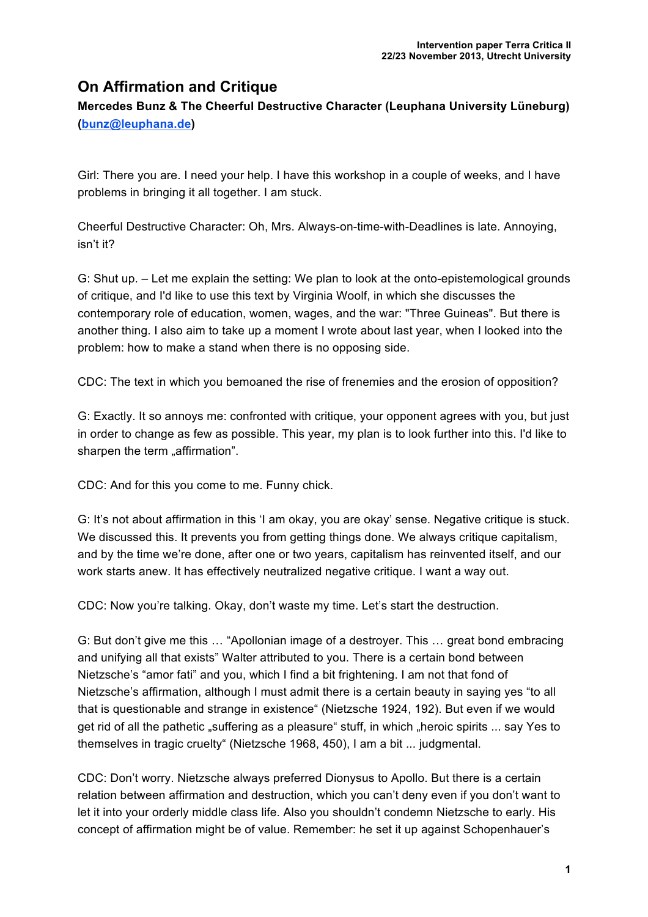# On Affirmation and Critique

**Mercedes Bunz & The Cheerful Destructive Character (Leuphana University Lüneburg) (bunz@leuphana.de)**

Girl: There you are. I need your help. I have this workshop in a couple of weeks, and I have problems in bringing it all together. I am stuck.

Cheerful Destructive Character: Oh, Mrs. Always-on-time-with-Deadlines is late. Annoying, isn't it?

G: Shut up. – Let me explain the setting: We plan to look at the onto-epistemological grounds of critique, and I'd like to use this text by Virginia Woolf, in which she discusses the contemporary role of education, women, wages, and the war: "Three Guineas". But there is another thing. I also aim to take up a moment I wrote about last year, when I looked into the problem: how to make a stand when there is no opposing side.

CDC: The text in which you bemoaned the rise of frenemies and the erosion of opposition?

G: Exactly. It so annoys me: confronted with critique, your opponent agrees with you, but just in order to change as few as possible. This year, my plan is to look further into this. I'd like to sharpen the term „affirmation".

CDC: And for this you come to me. Funny chick.

G: It's not about affirmation in this 'I am okay, you are okay' sense. Negative critique is stuck. We discussed this. It prevents you from getting things done. We always critique capitalism, and by the time we're done, after one or two years, capitalism has reinvented itself, and our work starts anew. It has effectively neutralized negative critique. I want a way out.

CDC: Now you're talking. Okay, don't waste my time. Let's start the destruction.

G: But don't give me this … "Apollonian image of a destroyer. This … great bond embracing and unifying all that exists" Walter attributed to you. There is a certain bond between Nietzsche's "amor fati" and you, which I find a bit frightening. I am not that fond of Nietzsche's affirmation, although I must admit there is a certain beauty in saying yes "to all that is questionable and strange in existence" (Nietzsche 1924, 192). But even if we would get rid of all the pathetic „suffering as a pleasure" stuff, in which „heroic spirits ... say Yes to themselves in tragic cruelty" (Nietzsche 1968, 450), I am a bit ... judgmental.

CDC: Don't worry. Nietzsche always preferred Dionysus to Apollo. But there is a certain relation between affirmation and destruction, which you can't deny even if you don't want to let it into your orderly middle class life. Also you shouldn't condemn Nietzsche to early. His concept of affirmation might be of value. Remember: he set it up against Schopenhauer's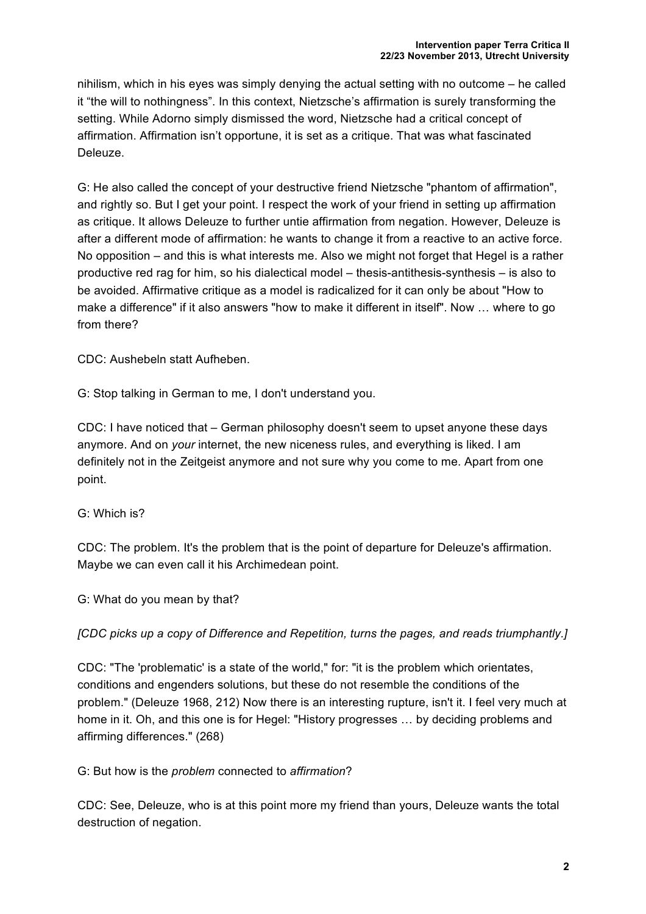nihilism, which in his eyes was simply denying the actual setting with no outcome – he called it "the will to nothingness". In this context, Nietzsche's affirmation is surely transforming the setting. While Adorno simply dismissed the word, Nietzsche had a critical concept of affirmation. Affirmation isn't opportune, it is set as a critique. That was what fascinated Deleuze.

G: He also called the concept of your destructive friend Nietzsche "phantom of affirmation", and rightly so. But I get your point. I respect the work of your friend in setting up affirmation as critique. It allows Deleuze to further untie affirmation from negation. However, Deleuze is after a different mode of affirmation: he wants to change it from a reactive to an active force. No opposition – and this is what interests me. Also we might not forget that Hegel is a rather productive red rag for him, so his dialectical model – thesis-antithesis-synthesis – is also to be avoided. Affirmative critique as a model is radicalized for it can only be about "How to make a difference" if it also answers "how to make it different in itself". Now … where to go from there?

CDC: Aushebeln statt Aufheben.

G: Stop talking in German to me, I don't understand you.

CDC: I have noticed that – German philosophy doesn't seem to upset anyone these days anymore. And on *your* internet, the new niceness rules, and everything is liked. I am definitely not in the Zeitgeist anymore and not sure why you come to me. Apart from one point.

G: Which is?

CDC: The problem. It's the problem that is the point of departure for Deleuze's affirmation. Maybe we can even call it his Archimedean point.

G: What do you mean by that?

*[CDC picks up a copy of Difference and Repetition, turns the pages, and reads triumphantly.]*

CDC: "The 'problematic' is a state of the world," for: "it is the problem which orientates, conditions and engenders solutions, but these do not resemble the conditions of the problem." (Deleuze 1968, 212) Now there is an interesting rupture, isn't it. I feel very much at home in it. Oh, and this one is for Hegel: "History progresses … by deciding problems and affirming differences." (268)

G: But how is the *problem* connected to *affirmation*?

CDC: See, Deleuze, who is at this point more my friend than yours, Deleuze wants the total destruction of negation.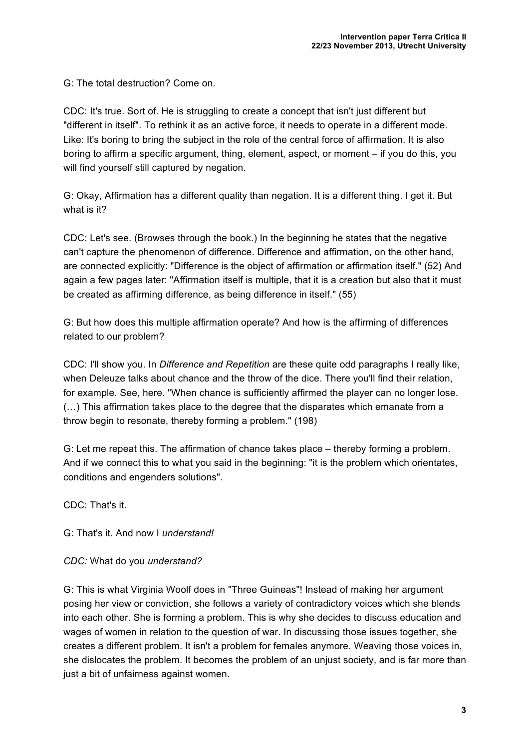G: The total destruction? Come on.

CDC: It's true. Sort of. He is struggling to create a concept that isn't just different but "different in itself". To rethink it as an active force, it needs to operate in a different mode. Like: It's boring to bring the subject in the role of the central force of affirmation. It is also boring to affirm a specific argument, thing, element, aspect, or moment – if you do this, you will find yourself still captured by negation.

G: Okay, Affirmation has a different quality than negation. It is a different thing. I get it. But what is it?

CDC: Let's see. (Browses through the book.) In the beginning he states that the negative can't capture the phenomenon of difference. Difference and affirmation, on the other hand, are connected explicitly: "Difference is the object of affirmation or affirmation itself." (52) And again a few pages later: "Affirmation itself is multiple, that it is a creation but also that it must be created as affirming difference, as being difference in itself." (55)

G: But how does this multiple affirmation operate? And how is the affirming of differences related to our problem?

CDC: I'll show you. In *Difference and Repetition* are these quite odd paragraphs I really like, when Deleuze talks about chance and the throw of the dice. There you'll find their relation, for example. See, here. "When chance is sufficiently affirmed the player can no longer lose. (…) This affirmation takes place to the degree that the disparates which emanate from a throw begin to resonate, thereby forming a problem." (198)

G: Let me repeat this. The affirmation of chance takes place – thereby forming a problem. And if we connect this to what you said in the beginning: "it is the problem which orientates, conditions and engenders solutions".

CDC: That's it.

G: That's it. And now I *understand!*

*CDC:* What do you *understand?*

G: This is what Virginia Woolf does in "Three Guineas"! Instead of making her argument posing her view or conviction, she follows a variety of contradictory voices which she blends into each other. She is forming a problem. This is why she decides to discuss education and wages of women in relation to the question of war. In discussing those issues together, she creates a different problem. It isn't a problem for females anymore. Weaving those voices in, she dislocates the problem. It becomes the problem of an unjust society, and is far more than just a bit of unfairness against women.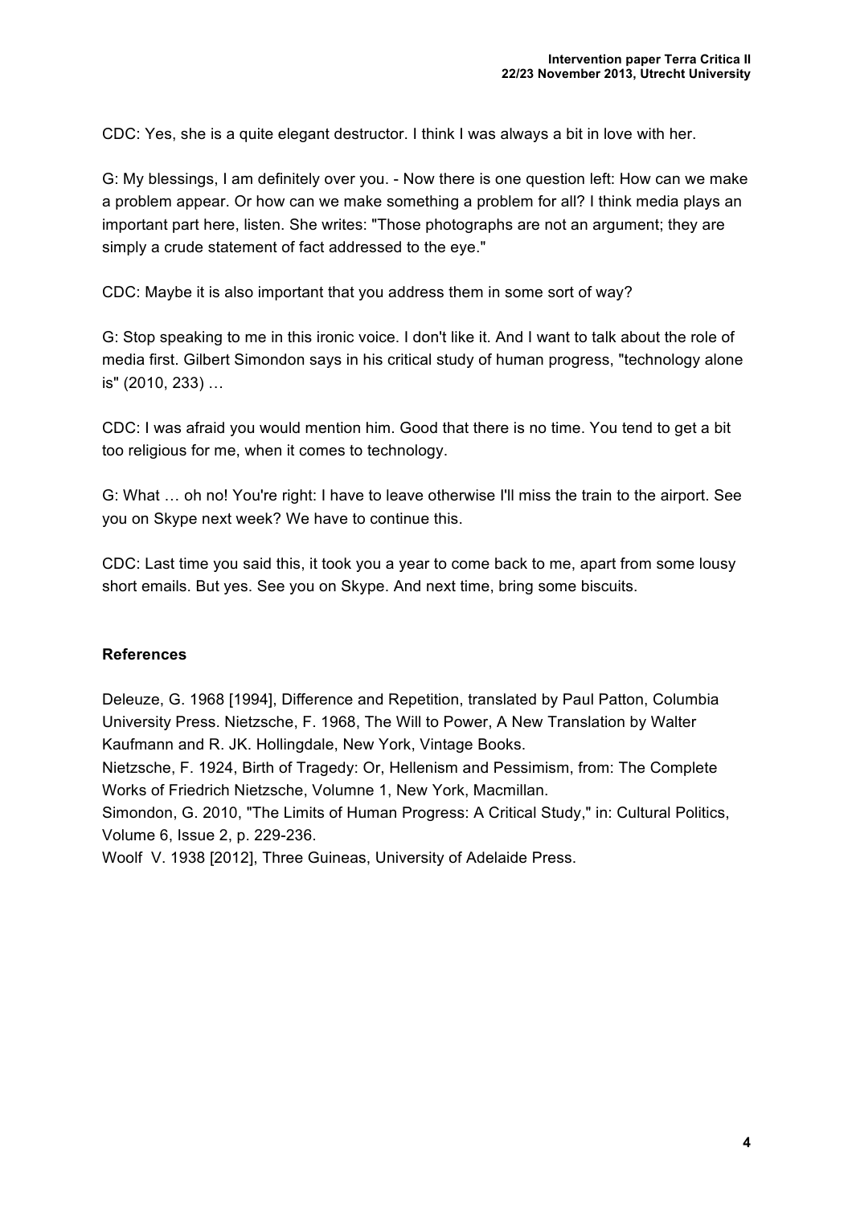CDC: Yes, she is a quite elegant destructor. I think I was always a bit in love with her.

G: My blessings, I am definitely over you. - Now there is one question left: How can we make a problem appear. Or how can we make something a problem for all? I think media plays an important part here, listen. She writes: "Those photographs are not an argument; they are simply a crude statement of fact addressed to the eye."

CDC: Maybe it is also important that you address them in some sort of way?

G: Stop speaking to me in this ironic voice. I don't like it. And I want to talk about the role of media first. Gilbert Simondon says in his critical study of human progress, "technology alone is" (2010, 233) …

CDC: I was afraid you would mention him. Good that there is no time. You tend to get a bit too religious for me, when it comes to technology.

G: What … oh no! You're right: I have to leave otherwise I'll miss the train to the airport. See you on Skype next week? We have to continue this.

CDC: Last time you said this, it took you a year to come back to me, apart from some lousy short emails. But yes. See you on Skype. And next time, bring some biscuits.

**References**

Deleuze, G. 1968 [1994], Difference and Repetition, translated by Paul Patton, Columbia University Press. Nietzsche, F. 1968, The Will to Power, A New Translation by Walter Kaufmann and R. JK. Hollingdale, New York, Vintage Books.
Nietzsche, F. 1924, Birth of Tragedy: Or, Hellenism and Pessimism, from: The Complete Works of Friedrich Nietzsche, Volumne 1, New York, Macmillan.
Simondon, G. 2010, "The Limits of Human Progress: A Critical Study," in: Cultural Politics, Volume 6, Issue 2, p. 229-236.
Woolf V. 1938 [2012], Three Guineas, University of Adelaide Press.